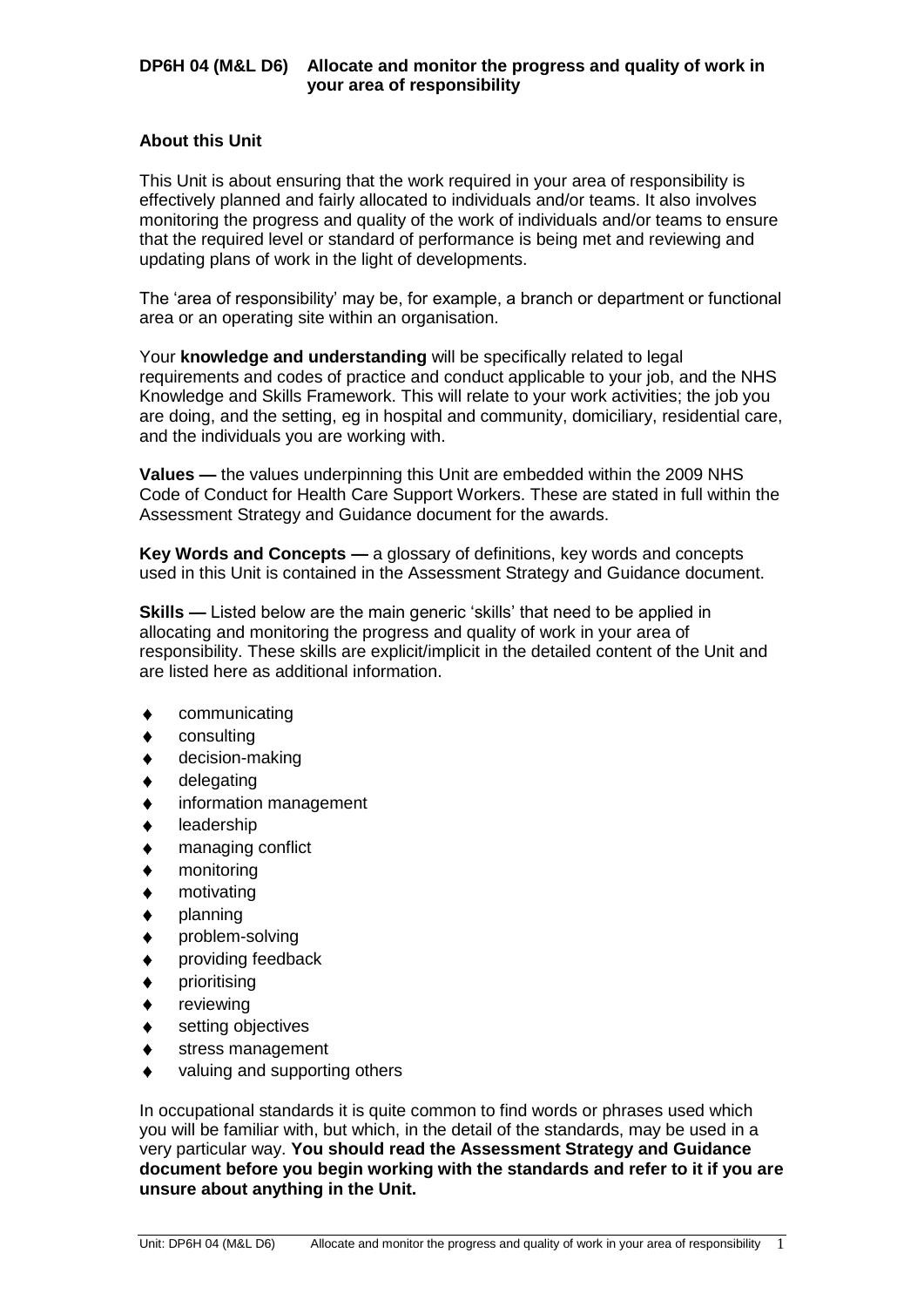# DP6H 04 (M&L D6) Allocate and monitor the progress and quality of work in your area of responsibility

## About this Unit

This Unit is about ensuring that the work required in your area of responsibility is effectively planned and fairly allocated to individuals and/or teams. It also involves monitoring the progress and quality of the work of individuals and/or teams to ensure that the required level or standard of performance is being met and reviewing and updating plans of work in the light of developments.

The 'area of responsibility' may be, for example, a branch or department or functional area or an operating site within an organisation.

Your **knowledge and understanding** will be specifically related to legal requirements and codes of practice and conduct applicable to your job, and the NHS Knowledge and Skills Framework. This will relate to your work activities; the job you are doing, and the setting, eg in hospital and community, domiciliary, residential care, and the individuals you are working with.

**Values —** the values underpinning this Unit are embedded within the 2009 NHS Code of Conduct for Health Care Support Workers. These are stated in full within the Assessment Strategy and Guidance document for the awards.

**Key Words and Concepts —** a glossary of definitions, key words and concepts used in this Unit is contained in the Assessment Strategy and Guidance document.

**Skills —** Listed below are the main generic 'skills' that need to be applied in allocating and monitoring the progress and quality of work in your area of responsibility. These skills are explicit/implicit in the detailed content of the Unit and are listed here as additional information.

- communicating
- consulting
- decision-making
- delegating
- information management
- leadership
- managing conflict
- monitoring
- motivating
- planning
- problem-solving
- providing feedback
- prioritising
- reviewing
- setting objectives
- stress management
- valuing and supporting others

In occupational standards it is quite common to find words or phrases used which you will be familiar with, but which, in the detail of the standards, may be used in a very particular way. **You should read the Assessment Strategy and Guidance document before you begin working with the standards and refer to it if you are unsure about anything in the Unit.**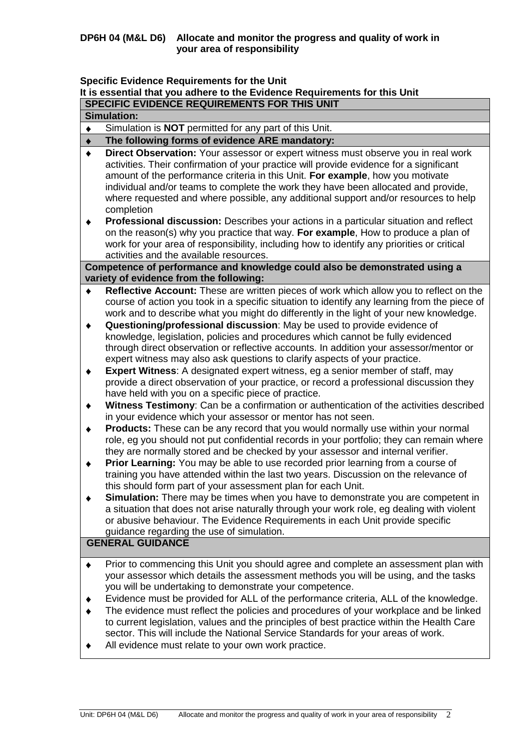**DP6H 04 (M&L D6) Allocate and monitor the progress and quality of work in your area of responsibility**

**Specific Evidence Requirements for the Unit**

**It is essential that you adhere to the Evidence Requirements for this Unit**

**SPECIFIC EVIDENCE REQUIREMENTS FOR THIS UNIT**

**Simulation:**

- Simulation is **NOT** permitted for any part of this Unit.
- **The following forms of evidence ARE mandatory:**
- **Direct Observation:** Your assessor or expert witness must observe you in real work activities. Their confirmation of your practice will provide evidence for a significant amount of the performance criteria in this Unit. **For example**, how you motivate individual and/or teams to complete the work they have been allocated and provide, where requested and where possible, any additional support and/or resources to help completion
- **Professional discussion:** Describes your actions in a particular situation and reflect on the reason(s) why you practice that way. **For example**, How to produce a plan of work for your area of responsibility, including how to identify any priorities or critical activities and the available resources.

**Competence of performance and knowledge could also be demonstrated using a variety of evidence from the following:**

- **Reflective Account:** These are written pieces of work which allow you to reflect on the course of action you took in a specific situation to identify any learning from the piece of work and to describe what you might do differently in the light of your new knowledge.
- **Questioning/professional discussion**: May be used to provide evidence of knowledge, legislation, policies and procedures which cannot be fully evidenced through direct observation or reflective accounts. In addition your assessor/mentor or expert witness may also ask questions to clarify aspects of your practice.
- **Expert Witness**: A designated expert witness, eg a senior member of staff, may provide a direct observation of your practice, or record a professional discussion they have held with you on a specific piece of practice.
- **Witness Testimony**: Can be a confirmation or authentication of the activities described in your evidence which your assessor or mentor has not seen.
- **Products:** These can be any record that you would normally use within your normal role, eg you should not put confidential records in your portfolio; they can remain where they are normally stored and be checked by your assessor and internal verifier.
- **Prior Learning:** You may be able to use recorded prior learning from a course of training you have attended within the last two years. Discussion on the relevance of this should form part of your assessment plan for each Unit.
- **Simulation:** There may be times when you have to demonstrate you are competent in a situation that does not arise naturally through your work role, eg dealing with violent or abusive behaviour. The Evidence Requirements in each Unit provide specific guidance regarding the use of simulation.

**GENERAL GUIDANCE**

- Prior to commencing this Unit you should agree and complete an assessment plan with your assessor which details the assessment methods you will be using, and the tasks you will be undertaking to demonstrate your competence.
- Evidence must be provided for ALL of the performance criteria, ALL of the knowledge.
- The evidence must reflect the policies and procedures of your workplace and be linked to current legislation, values and the principles of best practice within the Health Care sector. This will include the National Service Standards for your areas of work.
- All evidence must relate to your own work practice.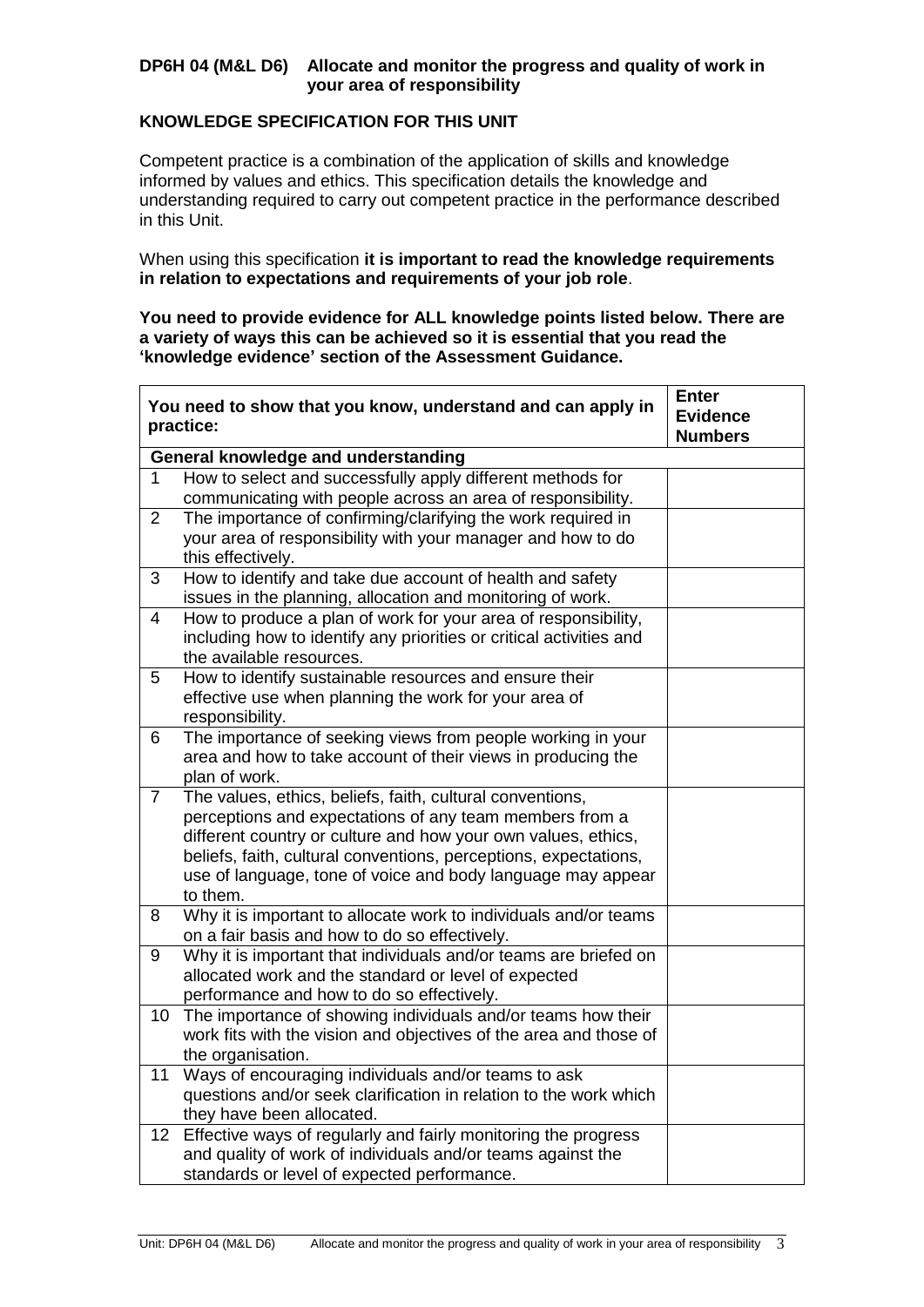**DP6H 04 (M&L D6) Allocate and monitor the progress and quality of work in your area of responsibility**

## KNOWLEDGE SPECIFICATION FOR THIS UNIT

Competent practice is a combination of the application of skills and knowledge informed by values and ethics. This specification details the knowledge and understanding required to carry out competent practice in the performance described in this Unit.

When using this specification **it is important to read the knowledge requirements in relation to expectations and requirements of your job role**.

**You need to provide evidence for ALL knowledge points listed below. There are a variety of ways this can be achieved so it is essential that you read the 'knowledge evidence' section of the Assessment Guidance.**

| | You need to show that you know, understand and can apply in practice: | Enter Evidence Numbers |
|---|---|---|
| | **General knowledge and understanding** | |
| 1 | How to select and successfully apply different methods for communicating with people across an area of responsibility. | |
| 2 | The importance of confirming/clarifying the work required in your area of responsibility with your manager and how to do this effectively. | |
| 3 | How to identify and take due account of health and safety issues in the planning, allocation and monitoring of work. | |
| 4 | How to produce a plan of work for your area of responsibility, including how to identify any priorities or critical activities and the available resources. | |
| 5 | How to identify sustainable resources and ensure their effective use when planning the work for your area of responsibility. | |
| 6 | The importance of seeking views from people working in your area and how to take account of their views in producing the plan of work. | |
| 7 | The values, ethics, beliefs, faith, cultural conventions, perceptions and expectations of any team members from a different country or culture and how your own values, ethics, beliefs, faith, cultural conventions, perceptions, expectations, use of language, tone of voice and body language may appear to them. | |
| 8 | Why it is important to allocate work to individuals and/or teams on a fair basis and how to do so effectively. | |
| 9 | Why it is important that individuals and/or teams are briefed on allocated work and the standard or level of expected performance and how to do so effectively. | |
| 10 | The importance of showing individuals and/or teams how their work fits with the vision and objectives of the area and those of the organisation. | |
| 11 | Ways of encouraging individuals and/or teams to ask questions and/or seek clarification in relation to the work which they have been allocated. | |
| 12 | Effective ways of regularly and fairly monitoring the progress and quality of work of individuals and/or teams against the standards or level of expected performance. | |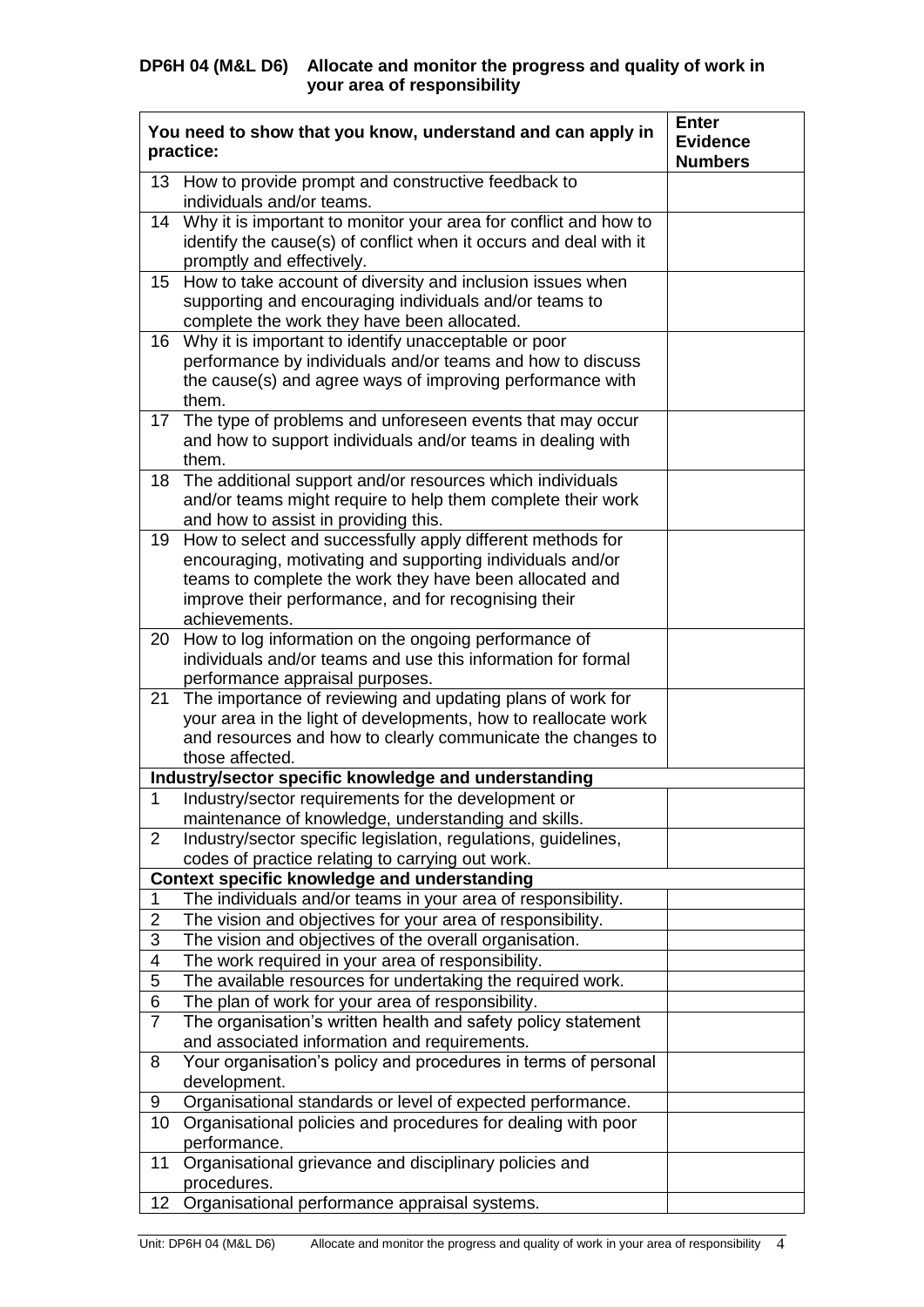**DP6H 04 (M&L D6) Allocate and monitor the progress and quality of work in your area of responsibility**

| You need to show that you know, understand and can apply in practice: | | Enter Evidence Numbers |
|---|---|---|
| 13 | How to provide prompt and constructive feedback to individuals and/or teams. | |
| 14 | Why it is important to monitor your area for conflict and how to identify the cause(s) of conflict when it occurs and deal with it promptly and effectively. | |
| 15 | How to take account of diversity and inclusion issues when supporting and encouraging individuals and/or teams to complete the work they have been allocated. | |
| 16 | Why it is important to identify unacceptable or poor performance by individuals and/or teams and how to discuss the cause(s) and agree ways of improving performance with them. | |
| 17 | The type of problems and unforeseen events that may occur and how to support individuals and/or teams in dealing with them. | |
| 18 | The additional support and/or resources which individuals and/or teams might require to help them complete their work and how to assist in providing this. | |
| 19 | How to select and successfully apply different methods for encouraging, motivating and supporting individuals and/or teams to complete the work they have been allocated and improve their performance, and for recognising their achievements. | |
| 20 | How to log information on the ongoing performance of individuals and/or teams and use this information for formal performance appraisal purposes. | |
| 21 | The importance of reviewing and updating plans of work for your area in the light of developments, how to reallocate work and resources and how to clearly communicate the changes to those affected. | |
| **Industry/sector specific knowledge and understanding** | | |
| 1 | Industry/sector requirements for the development or maintenance of knowledge, understanding and skills. | |
| 2 | Industry/sector specific legislation, regulations, guidelines, codes of practice relating to carrying out work. | |
| **Context specific knowledge and understanding** | | |
| 1 | The individuals and/or teams in your area of responsibility. | |
| 2 | The vision and objectives for your area of responsibility. | |
| 3 | The vision and objectives of the overall organisation. | |
| 4 | The work required in your area of responsibility. | |
| 5 | The available resources for undertaking the required work. | |
| 6 | The plan of work for your area of responsibility. | |
| 7 | The organisation's written health and safety policy statement and associated information and requirements. | |
| 8 | Your organisation's policy and procedures in terms of personal development. | |
| 9 | Organisational standards or level of expected performance. | |
| 10 | Organisational policies and procedures for dealing with poor performance. | |
| 11 | Organisational grievance and disciplinary policies and procedures. | |
| 12 | Organisational performance appraisal systems. | |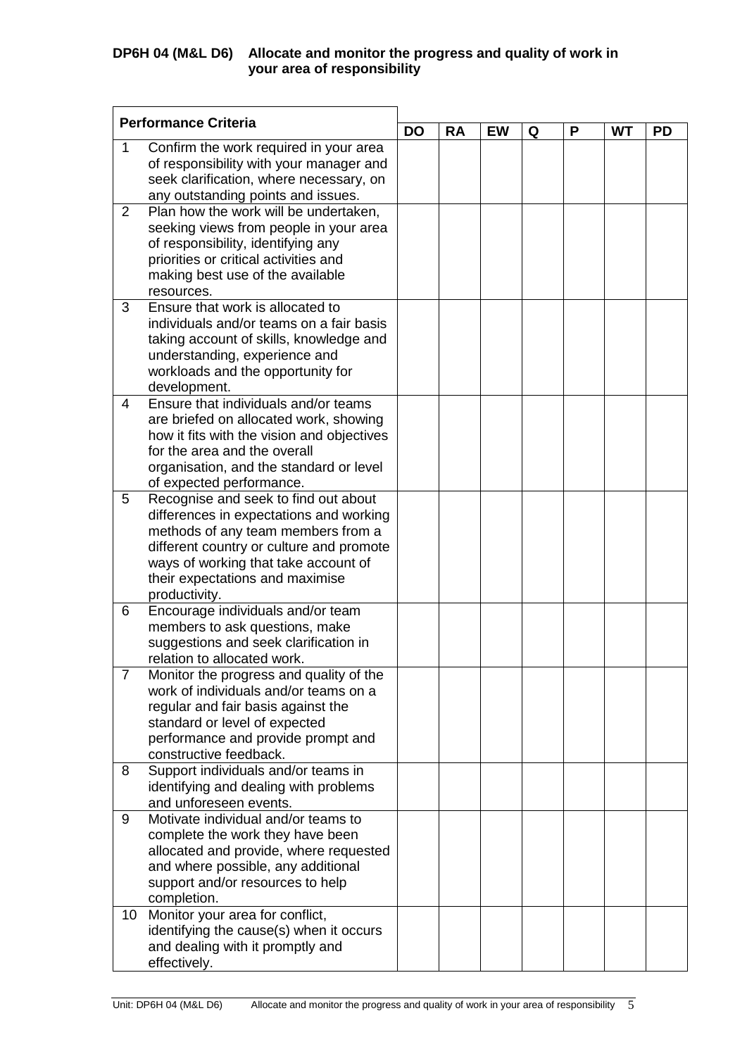**DP6H 04 (M&L D6) Allocate and monitor the progress and quality of work in your area of responsibility**

| | Performance Criteria | DO | RA | EW | Q | P | WT | PD |
|---|---|---|---|---|---|---|---|---|
| 1 | Confirm the work required in your area of responsibility with your manager and seek clarification, where necessary, on any outstanding points and issues. | | | | | | | |
| 2 | Plan how the work will be undertaken, seeking views from people in your area of responsibility, identifying any priorities or critical activities and making best use of the available resources. | | | | | | | |
| 3 | Ensure that work is allocated to individuals and/or teams on a fair basis taking account of skills, knowledge and understanding, experience and workloads and the opportunity for development. | | | | | | | |
| 4 | Ensure that individuals and/or teams are briefed on allocated work, showing how it fits with the vision and objectives for the area and the overall organisation, and the standard or level of expected performance. | | | | | | | |
| 5 | Recognise and seek to find out about differences in expectations and working methods of any team members from a different country or culture and promote ways of working that take account of their expectations and maximise productivity. | | | | | | | |
| 6 | Encourage individuals and/or team members to ask questions, make suggestions and seek clarification in relation to allocated work. | | | | | | | |
| 7 | Monitor the progress and quality of the work of individuals and/or teams on a regular and fair basis against the standard or level of expected performance and provide prompt and constructive feedback. | | | | | | | |
| 8 | Support individuals and/or teams in identifying and dealing with problems and unforeseen events. | | | | | | | |
| 9 | Motivate individual and/or teams to complete the work they have been allocated and provide, where requested and where possible, any additional support and/or resources to help completion. | | | | | | | |
| 10 | Monitor your area for conflict, identifying the cause(s) when it occurs and dealing with it promptly and effectively. | | | | | | | |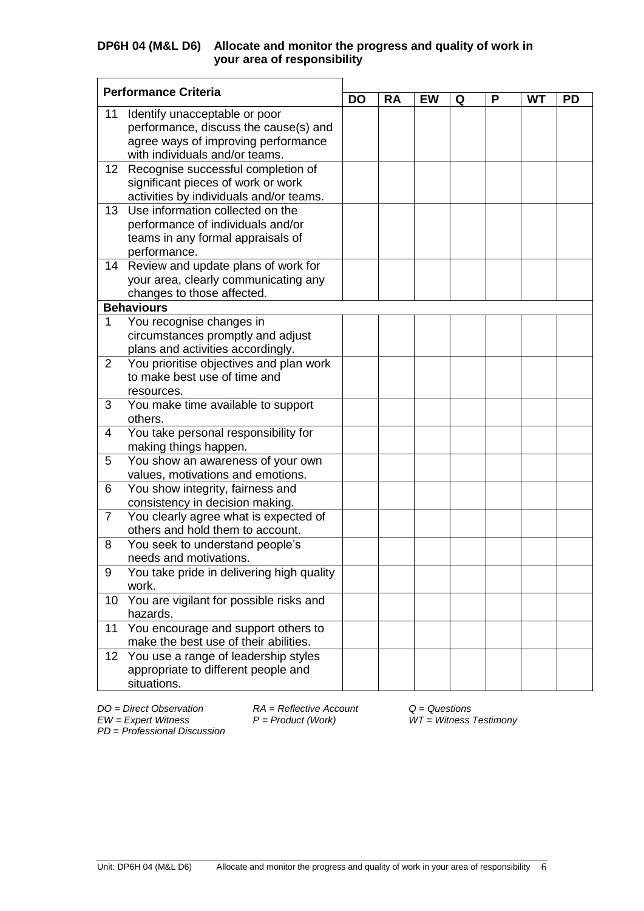## DP6H 04 (M&L D6) Allocate and monitor the progress and quality of work in your area of responsibility

| Performance Criteria | | DO | RA | EW | Q | P | WT | PD |
|---|---|---|---|---|---|---|---|---|
| 11 | Identify unacceptable or poor performance, discuss the cause(s) and agree ways of improving performance with individuals and/or teams. | | | | | | | |
| 12 | Recognise successful completion of significant pieces of work or work activities by individuals and/or teams. | | | | | | | |
| 13 | Use information collected on the performance of individuals and/or teams in any formal appraisals of performance. | | | | | | | |
| 14 | Review and update plans of work for your area, clearly communicating any changes to those affected. | | | | | | | |
| **Behaviours** | | | | | | | | |
| 1 | You recognise changes in circumstances promptly and adjust plans and activities accordingly. | | | | | | | |
| 2 | You prioritise objectives and plan work to make best use of time and resources. | | | | | | | |
| 3 | You make time available to support others. | | | | | | | |
| 4 | You take personal responsibility for making things happen. | | | | | | | |
| 5 | You show an awareness of your own values, motivations and emotions. | | | | | | | |
| 6 | You show integrity, fairness and consistency in decision making. | | | | | | | |
| 7 | You clearly agree what is expected of others and hold them to account. | | | | | | | |
| 8 | You seek to understand people's needs and motivations. | | | | | | | |
| 9 | You take pride in delivering high quality work. | | | | | | | |
| 10 | You are vigilant for possible risks and hazards. | | | | | | | |
| 11 | You encourage and support others to make the best use of their abilities. | | | | | | | |
| 12 | You use a range of leadership styles appropriate to different people and situations. | | | | | | | |

*DO = Direct Observation* *RA = Reflective Account* *Q = Questions*
*EW = Expert Witness* *P = Product (Work)* *WT = Witness Testimony*
*PD = Professional Discussion*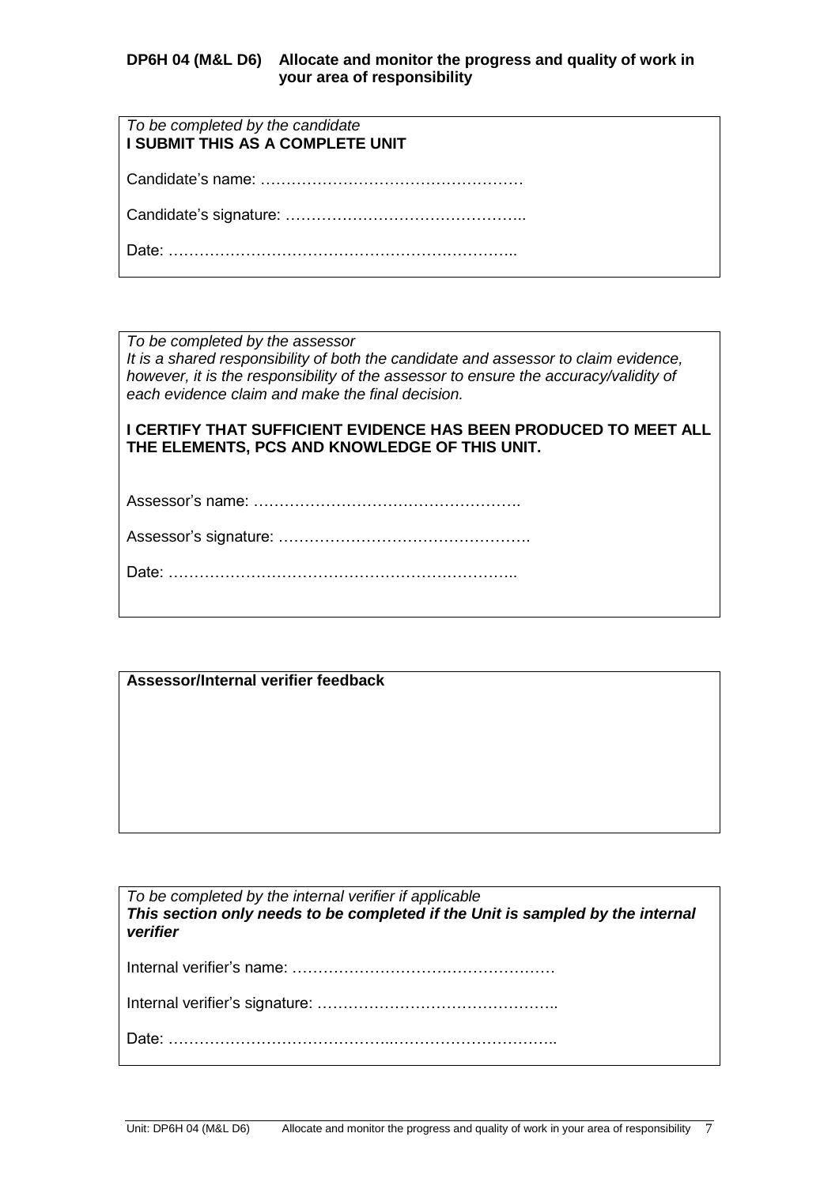**DP6H 04 (M&L D6) Allocate and monitor the progress and quality of work in your area of responsibility**

*To be completed by the candidate*
**I SUBMIT THIS AS A COMPLETE UNIT**

Candidate's name: ……………………………………………

Candidate's signature: ………………………………………..

Date: …………………………………………………………..

*To be completed by the assessor*
*It is a shared responsibility of both the candidate and assessor to claim evidence, however, it is the responsibility of the assessor to ensure the accuracy/validity of each evidence claim and make the final decision.*

**I CERTIFY THAT SUFFICIENT EVIDENCE HAS BEEN PRODUCED TO MEET ALL THE ELEMENTS, PCS AND KNOWLEDGE OF THIS UNIT.**

Assessor's name: …………………………………………….

Assessor's signature: ………………………………………….

Date: …………………………………………………………..

**Assessor/Internal verifier feedback**

*To be completed by the internal verifier if applicable*
***This section only needs to be completed if the Unit is sampled by the internal verifier***

Internal verifier's name: ……………………………………………

Internal verifier's signature: ………………………………………..

Date: …………………………………..…………………………..